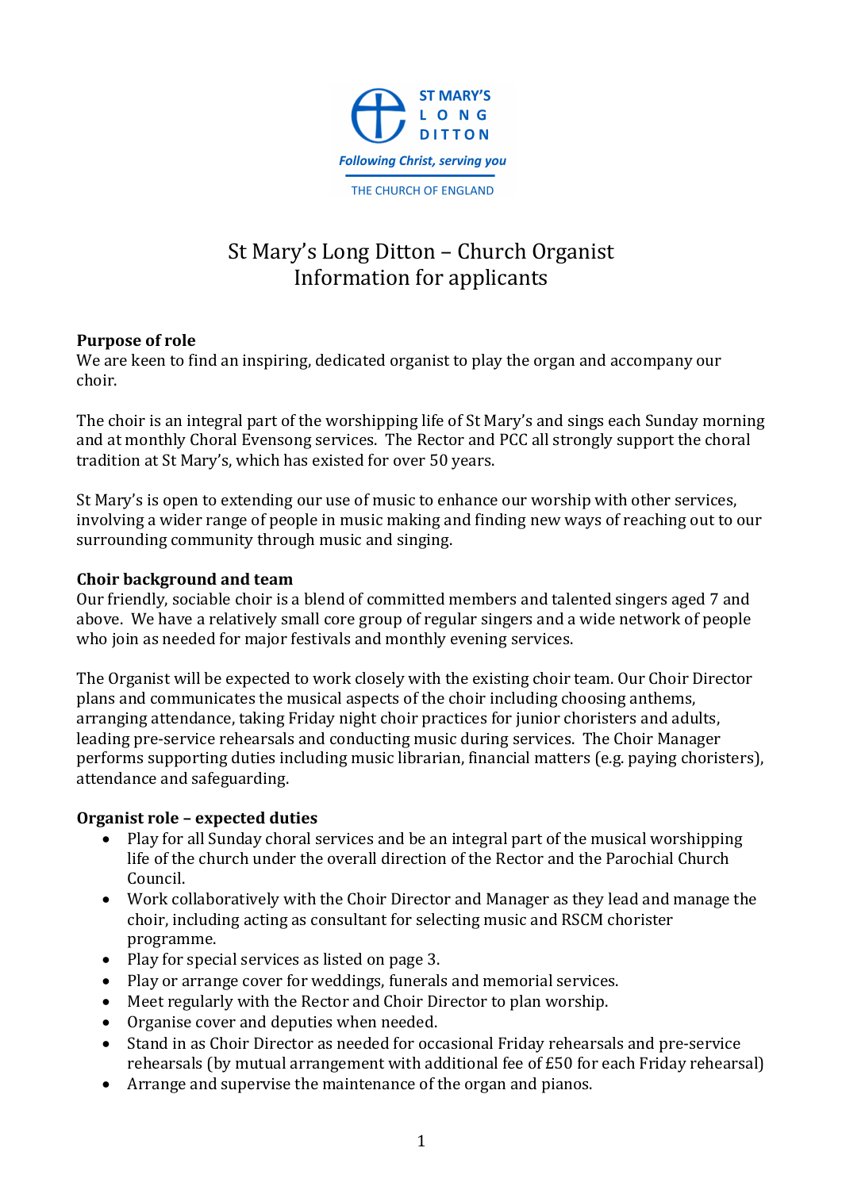ST MARY'S
LONG
DITTON

*Following Christ, serving you*

THE CHURCH OF ENGLAND

# St Mary's Long Ditton – Church Organist
# Information for applicants

**Purpose of role**

We are keen to find an inspiring, dedicated organist to play the organ and accompany our choir.

The choir is an integral part of the worshipping life of St Mary's and sings each Sunday morning and at monthly Choral Evensong services. The Rector and PCC all strongly support the choral tradition at St Mary's, which has existed for over 50 years.

St Mary's is open to extending our use of music to enhance our worship with other services, involving a wider range of people in music making and finding new ways of reaching out to our surrounding community through music and singing.

**Choir background and team**

Our friendly, sociable choir is a blend of committed members and talented singers aged 7 and above. We have a relatively small core group of regular singers and a wide network of people who join as needed for major festivals and monthly evening services.

The Organist will be expected to work closely with the existing choir team. Our Choir Director plans and communicates the musical aspects of the choir including choosing anthems, arranging attendance, taking Friday night choir practices for junior choristers and adults, leading pre-service rehearsals and conducting music during services. The Choir Manager performs supporting duties including music librarian, financial matters (e.g. paying choristers), attendance and safeguarding.

**Organist role – expected duties**

- Play for all Sunday choral services and be an integral part of the musical worshipping life of the church under the overall direction of the Rector and the Parochial Church Council.
- Work collaboratively with the Choir Director and Manager as they lead and manage the choir, including acting as consultant for selecting music and RSCM chorister programme.
- Play for special services as listed on page 3.
- Play or arrange cover for weddings, funerals and memorial services.
- Meet regularly with the Rector and Choir Director to plan worship.
- Organise cover and deputies when needed.
- Stand in as Choir Director as needed for occasional Friday rehearsals and pre-service rehearsals (by mutual arrangement with additional fee of £50 for each Friday rehearsal)
- Arrange and supervise the maintenance of the organ and pianos.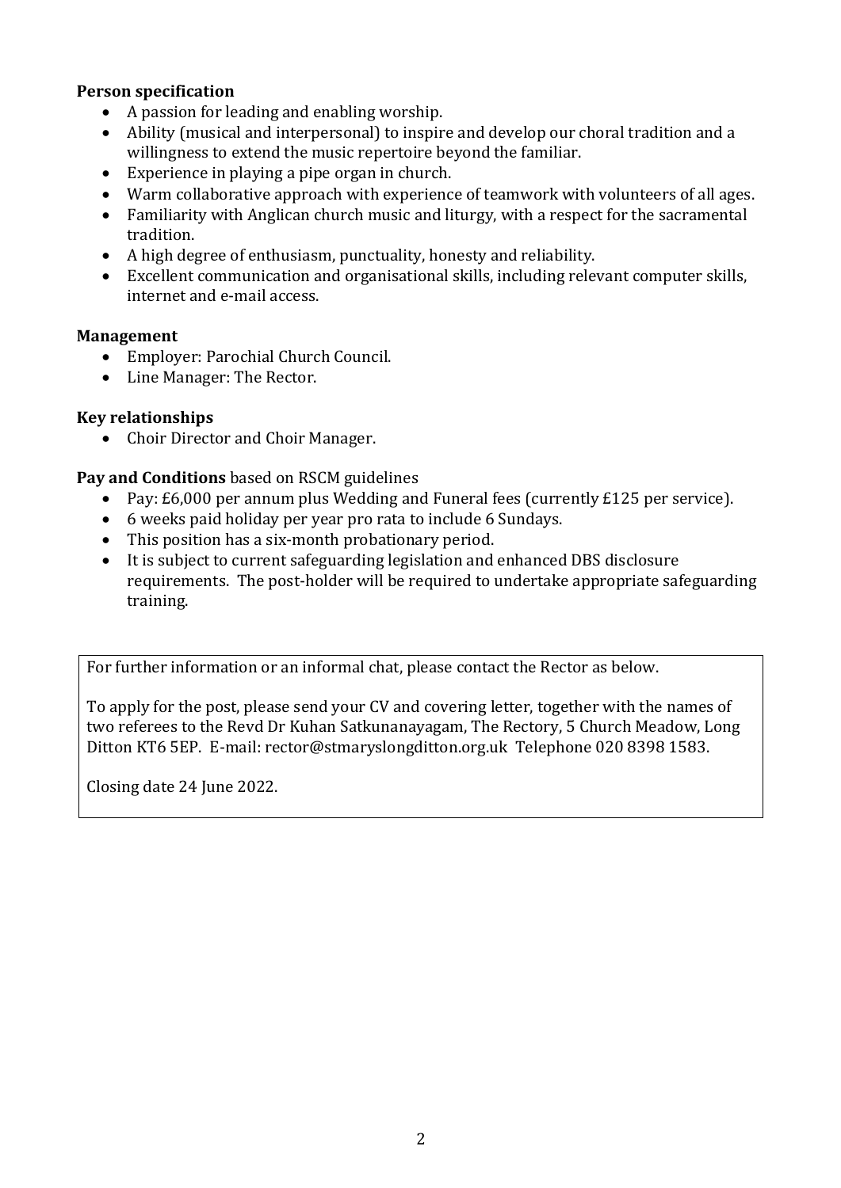**Person specification**

- A passion for leading and enabling worship.
- Ability (musical and interpersonal) to inspire and develop our choral tradition and a willingness to extend the music repertoire beyond the familiar.
- Experience in playing a pipe organ in church.
- Warm collaborative approach with experience of teamwork with volunteers of all ages.
- Familiarity with Anglican church music and liturgy, with a respect for the sacramental tradition.
- A high degree of enthusiasm, punctuality, honesty and reliability.
- Excellent communication and organisational skills, including relevant computer skills, internet and e-mail access.

**Management**

- Employer: Parochial Church Council.
- Line Manager: The Rector.

**Key relationships**

- Choir Director and Choir Manager.

**Pay and Conditions** based on RSCM guidelines

- Pay: £6,000 per annum plus Wedding and Funeral fees (currently £125 per service).
- 6 weeks paid holiday per year pro rata to include 6 Sundays.
- This position has a six-month probationary period.
- It is subject to current safeguarding legislation and enhanced DBS disclosure requirements. The post-holder will be required to undertake appropriate safeguarding training.

For further information or an informal chat, please contact the Rector as below.

To apply for the post, please send your CV and covering letter, together with the names of two referees to the Revd Dr Kuhan Satkunanayagam, The Rectory, 5 Church Meadow, Long Ditton KT6 5EP. E-mail: rector@stmaryslongditton.org.uk Telephone 020 8398 1583.

Closing date 24 June 2022.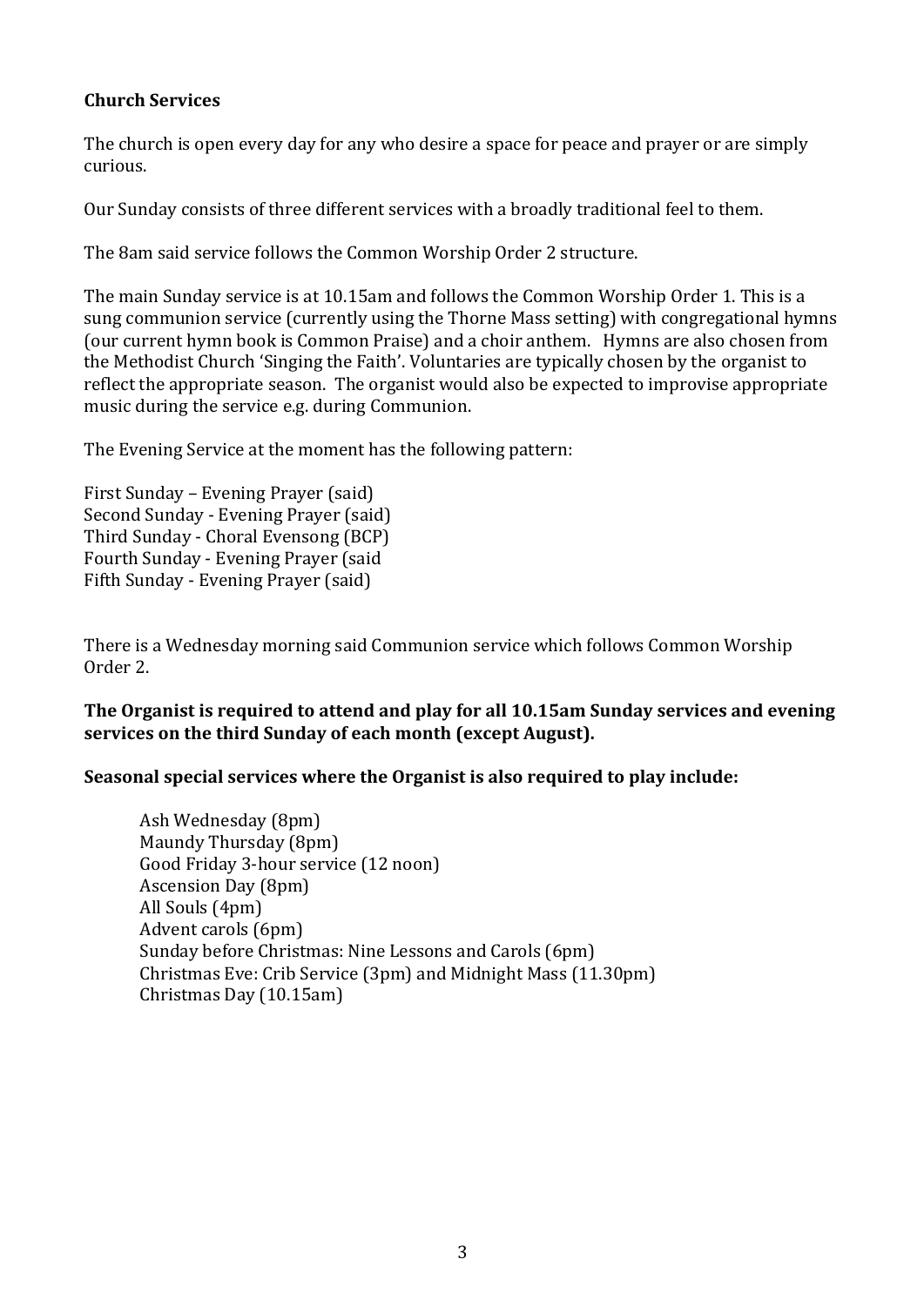**Church Services**

The church is open every day for any who desire a space for peace and prayer or are simply curious.

Our Sunday consists of three different services with a broadly traditional feel to them.

The 8am said service follows the Common Worship Order 2 structure.

The main Sunday service is at 10.15am and follows the Common Worship Order 1. This is a sung communion service (currently using the Thorne Mass setting) with congregational hymns (our current hymn book is Common Praise) and a choir anthem. Hymns are also chosen from the Methodist Church 'Singing the Faith'. Voluntaries are typically chosen by the organist to reflect the appropriate season. The organist would also be expected to improvise appropriate music during the service e.g. during Communion.

The Evening Service at the moment has the following pattern:

First Sunday – Evening Prayer (said)
Second Sunday - Evening Prayer (said)
Third Sunday - Choral Evensong (BCP)
Fourth Sunday - Evening Prayer (said
Fifth Sunday - Evening Prayer (said)

There is a Wednesday morning said Communion service which follows Common Worship Order 2.

**The Organist is required to attend and play for all 10.15am Sunday services and evening services on the third Sunday of each month (except August).**

**Seasonal special services where the Organist is also required to play include:**

Ash Wednesday (8pm)
Maundy Thursday (8pm)
Good Friday 3-hour service (12 noon)
Ascension Day (8pm)
All Souls (4pm)
Advent carols (6pm)
Sunday before Christmas: Nine Lessons and Carols (6pm)
Christmas Eve: Crib Service (3pm) and Midnight Mass (11.30pm)
Christmas Day (10.15am)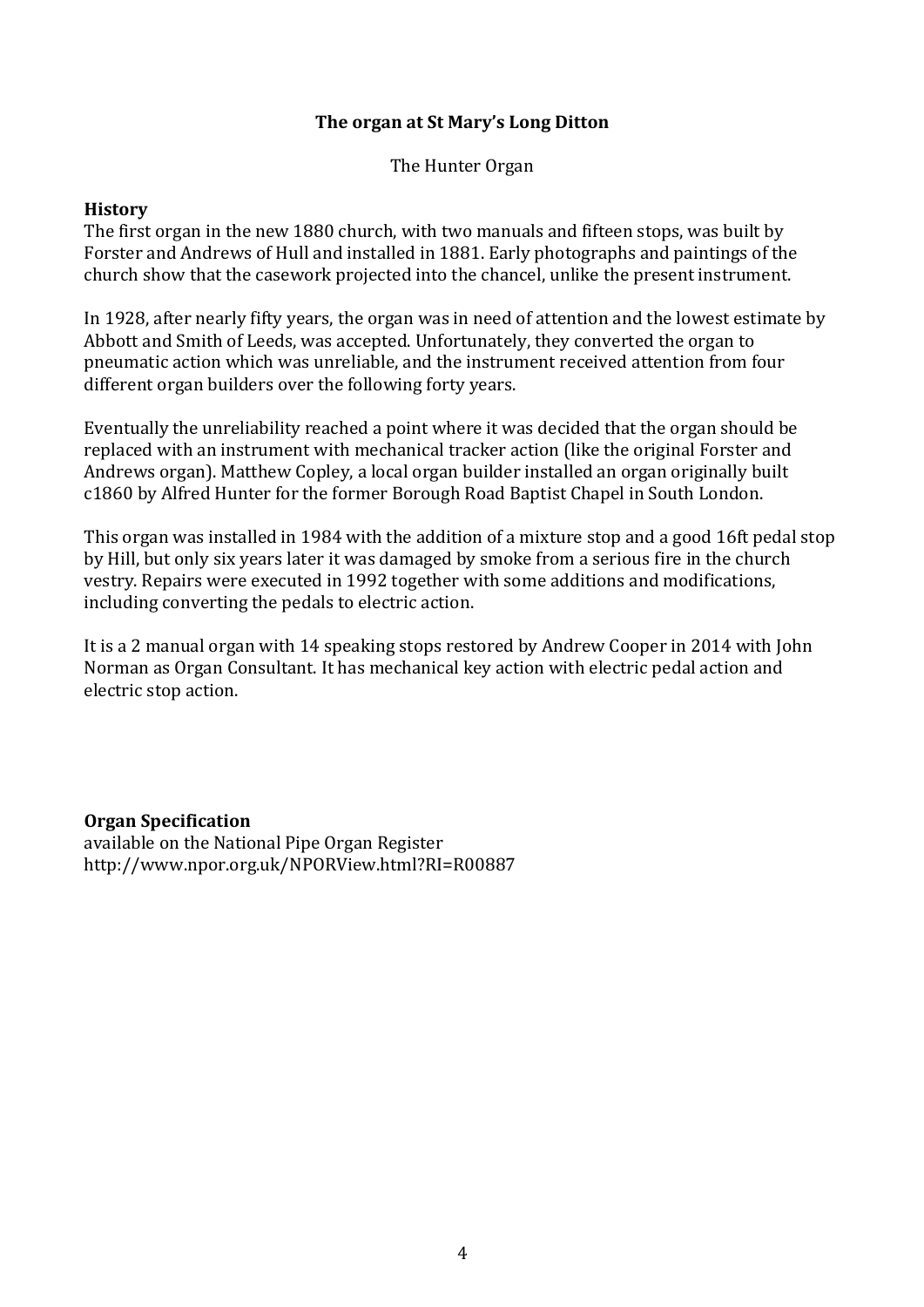# The organ at St Mary's Long Ditton

The Hunter Organ

## History

The first organ in the new 1880 church, with two manuals and fifteen stops, was built by Forster and Andrews of Hull and installed in 1881. Early photographs and paintings of the church show that the casework projected into the chancel, unlike the present instrument.

In 1928, after nearly fifty years, the organ was in need of attention and the lowest estimate by Abbott and Smith of Leeds, was accepted. Unfortunately, they converted the organ to pneumatic action which was unreliable, and the instrument received attention from four different organ builders over the following forty years.

Eventually the unreliability reached a point where it was decided that the organ should be replaced with an instrument with mechanical tracker action (like the original Forster and Andrews organ). Matthew Copley, a local organ builder installed an organ originally built c1860 by Alfred Hunter for the former Borough Road Baptist Chapel in South London.

This organ was installed in 1984 with the addition of a mixture stop and a good 16ft pedal stop by Hill, but only six years later it was damaged by smoke from a serious fire in the church vestry. Repairs were executed in 1992 together with some additions and modifications, including converting the pedals to electric action.

It is a 2 manual organ with 14 speaking stops restored by Andrew Cooper in 2014 with John Norman as Organ Consultant. It has mechanical key action with electric pedal action and electric stop action.

## Organ Specification

available on the National Pipe Organ Register
http://www.npor.org.uk/NPORView.html?RI=R00887